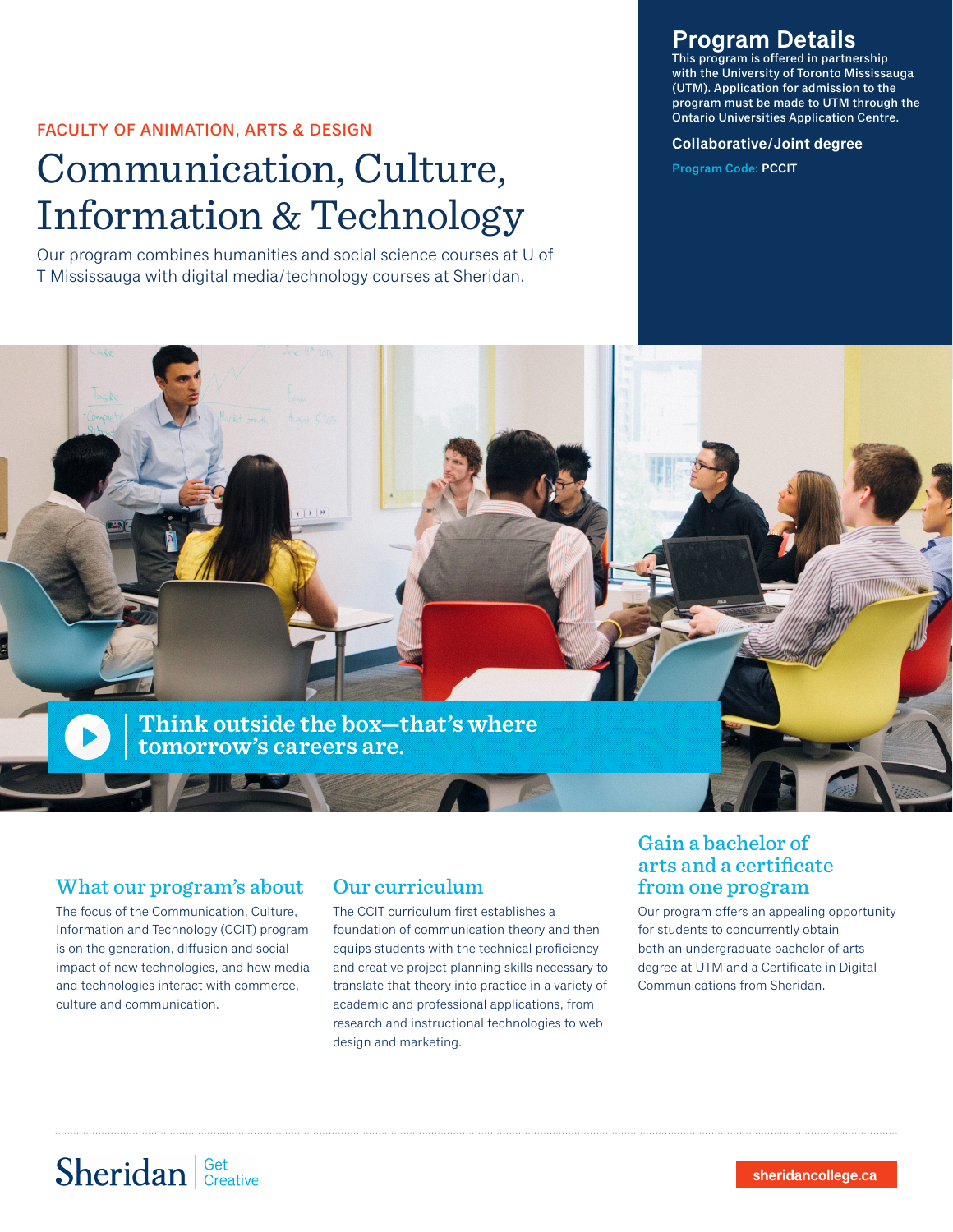FACULTY OF ANIMATION, ARTS & DESIGN

# Communication, Culture, Information & Technology

Our program combines humanities and social science courses at U of T Mississauga with digital media/technology courses at Sheridan.

## Program Details

This program is offered in partnership with the University of Toronto Mississauga (UTM). Application for admission to the program must be made to UTM through the Ontario Universities Application Centre.

**Collaborative/Joint degree**

**Program Code:** PCCIT

**Think outside the box—that's where tomorrow's careers are.**

## What our program's about

The focus of the Communication, Culture, Information and Technology (CCIT) program is on the generation, diffusion and social impact of new technologies, and how media and technologies interact with commerce, culture and communication.

## Our curriculum

The CCIT curriculum first establishes a foundation of communication theory and then equips students with the technical proficiency and creative project planning skills necessary to translate that theory into practice in a variety of academic and professional applications, from research and instructional technologies to web design and marketing.

## Gain a bachelor of arts and a certificate from one program

Our program offers an appealing opportunity for students to concurrently obtain both an undergraduate bachelor of arts degree at UTM and a Certificate in Digital Communications from Sheridan.

Sheridan | Get Creative

sheridancollege.ca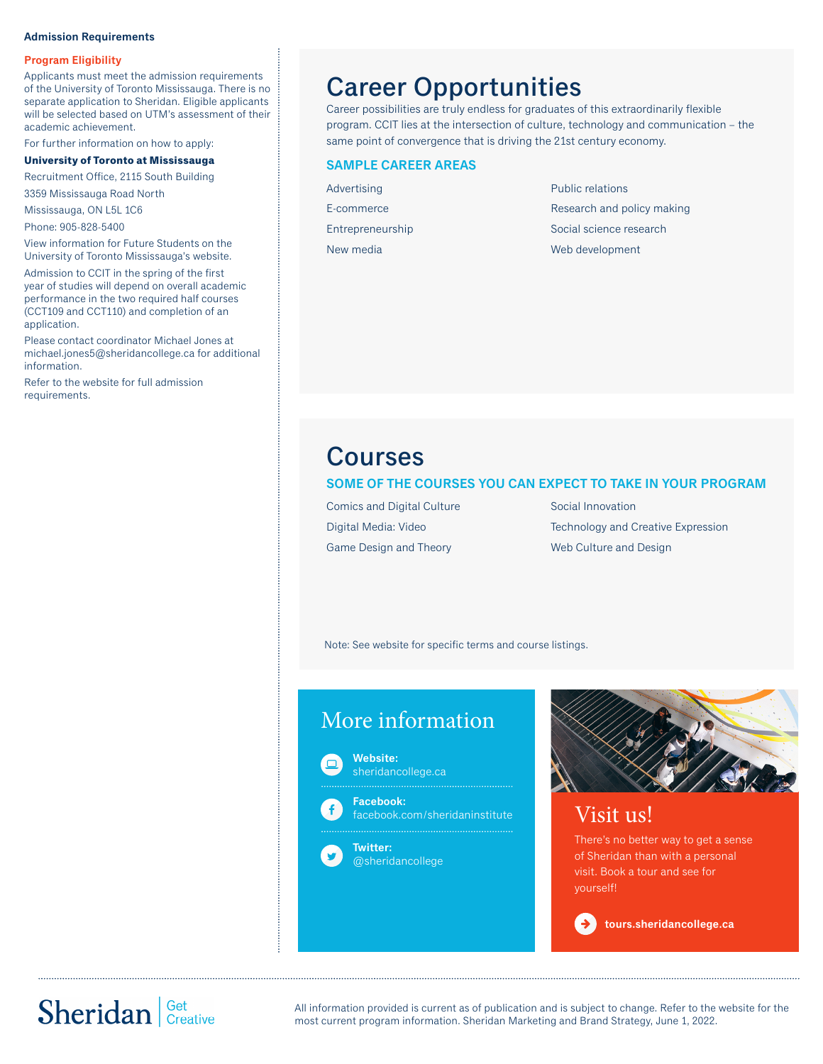## Admission Requirements

### Program Eligibility

Applicants must meet the admission requirements of the University of Toronto Mississauga. There is no separate application to Sheridan. Eligible applicants will be selected based on UTM's assessment of their academic achievement.

For further information on how to apply:

**University of Toronto at Mississauga**

Recruitment Office, 2115 South Building

3359 Mississauga Road North

Mississauga, ON L5L 1C6

Phone: 905-828-5400

View information for Future Students on the University of Toronto Mississauga's website.

Admission to CCIT in the spring of the first year of studies will depend on overall academic performance in the two required half courses (CCT109 and CCT110) and completion of an application.

Please contact coordinator Michael Jones at michael.jones5@sheridancollege.ca for additional information.

Refer to the website for full admission requirements.

# Career Opportunities

Career possibilities are truly endless for graduates of this extraordinarily flexible program. CCIT lies at the intersection of culture, technology and communication – the same point of convergence that is driving the 21st century economy.

### SAMPLE CAREER AREAS

- Advertising
- E-commerce
- Entrepreneurship
- New media
- Public relations
- Research and policy making
- Social science research
- Web development

# Courses

### SOME OF THE COURSES YOU CAN EXPECT TO TAKE IN YOUR PROGRAM

- Comics and Digital Culture
- Digital Media: Video
- Game Design and Theory
- Social Innovation
- Technology and Creative Expression
- Web Culture and Design

Note: See website for specific terms and course listings.

## More information

**Website:**
sheridancollege.ca

**Facebook:**
facebook.com/sheridaninstitute

**Twitter:**
@sheridancollege

## Visit us!

There's no better way to get a sense of Sheridan than with a personal visit. Book a tour and see for yourself!

**tours.sheridancollege.ca**

Sheridan | Get Creative

All information provided is current as of publication and is subject to change. Refer to the website for the most current program information. Sheridan Marketing and Brand Strategy, June 1, 2022.